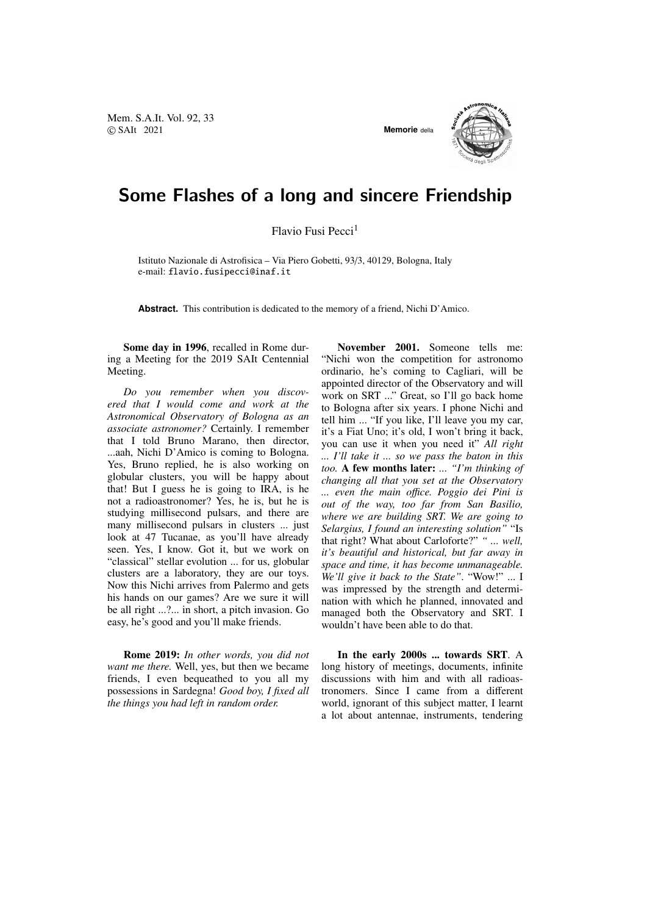# Some Flashes of a long and sincere Friendship

Flavio Fusi Pecci[1]

Istituto Nazionale di Astrofisica – Via Piero Gobetti, 93/3, 40129, Bologna, Italy
e-mail: flavio.fusipecci@inaf.it

**Abstract.** This contribution is dedicated to the memory of a friend, Nichi D'Amico.

**Some day in 1996**, recalled in Rome during a Meeting for the 2019 SAIt Centennial Meeting.

*Do you remember when you discovered that I would come and work at the Astronomical Observatory of Bologna as an associate astronomer?* Certainly. I remember that I told Bruno Marano, then director, ...aah, Nichi D'Amico is coming to Bologna. Yes, Bruno replied, he is also working on globular clusters, you will be happy about that! But I guess he is going to IRA, is he not a radioastronomer? Yes, he is, but he is studying millisecond pulsars, and there are many millisecond pulsars in clusters ... just look at 47 Tucanae, as you'll have already seen. Yes, I know. Got it, but we work on "classical" stellar evolution ... for us, globular clusters are a laboratory, they are our toys. Now this Nichi arrives from Palermo and gets his hands on our games? Are we sure it will be all right ...?... in short, a pitch invasion. Go easy, he's good and you'll make friends.

**Rome 2019:** *In other words, you did not want me there.* Well, yes, but then we became friends, I even bequeathed to you all my possessions in Sardegna! *Good boy, I fixed all the things you had left in random order.*

**November 2001.** Someone tells me: "Nichi won the competition for astronomo ordinario, he's coming to Cagliari, will be appointed director of the Observatory and will work on SRT ..." Great, so I'll go back home to Bologna after six years. I phone Nichi and tell him ... "If you like, I'll leave you my car, it's a Fiat Uno; it's old, I won't bring it back, you can use it when you need it" *All right ... I'll take it ... so we pass the baton in this too.* **A few months later:** *... "I'm thinking of changing all that you set at the Observatory ... even the main office. Poggio dei Pini is out of the way, too far from San Basilio, where we are building SRT. We are going to Selargius, I found an interesting solution"* "Is that right? What about Carloforte?" *" ... well, it's beautiful and historical, but far away in space and time, it has become unmanageable. We'll give it back to the State"*. "Wow!" ... I was impressed by the strength and determination with which he planned, innovated and managed both the Observatory and SRT. I wouldn't have been able to do that.

**In the early 2000s ... towards SRT**. A long history of meetings, documents, infinite discussions with him and with all radioastronomers. Since I came from a different world, ignorant of this subject matter, I learnt a lot about antennae, instruments, tendering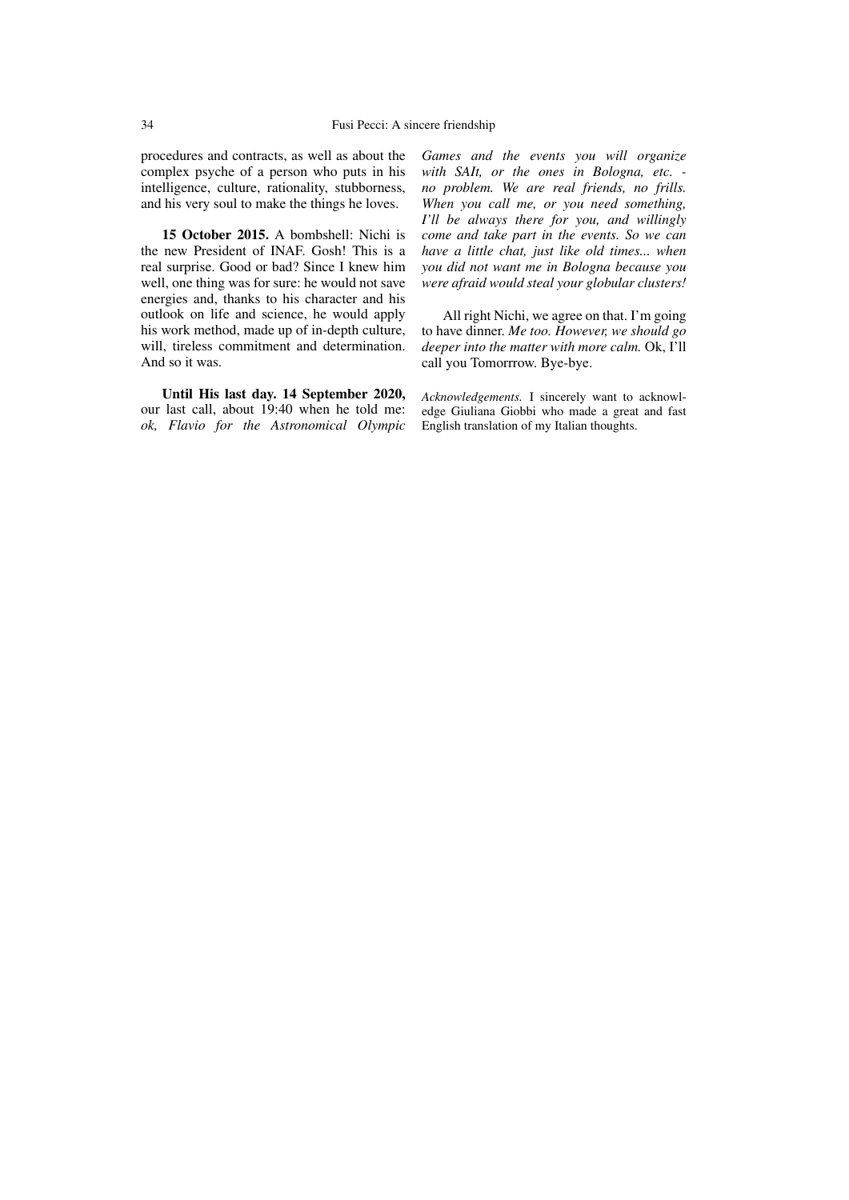procedures and contracts, as well as about the complex psyche of a person who puts in his intelligence, culture, rationality, stubborness, and his very soul to make the things he loves.

**15 October 2015.** A bombshell: Nichi is the new President of INAF. Gosh! This is a real surprise. Good or bad? Since I knew him well, one thing was for sure: he would not save energies and, thanks to his character and his outlook on life and science, he would apply his work method, made up of in-depth culture, will, tireless commitment and determination. And so it was.

**Until His last day. 14 September 2020,** our last call, about 19:40 when he told me: *ok, Flavio for the Astronomical Olympic Games and the events you will organize with SAIt, or the ones in Bologna, etc. - no problem. We are real friends, no frills. When you call me, or you need something, I'll be always there for you, and willingly come and take part in the events. So we can have a little chat, just like old times... when you did not want me in Bologna because you were afraid would steal your globular clusters!*

All right Nichi, we agree on that. I'm going to have dinner. *Me too. However, we should go deeper into the matter with more calm.* Ok, I'll call you Tomorrrow. Bye-bye.

*Acknowledgements.* I sincerely want to acknowledge Giuliana Giobbi who made a great and fast English translation of my Italian thoughts.